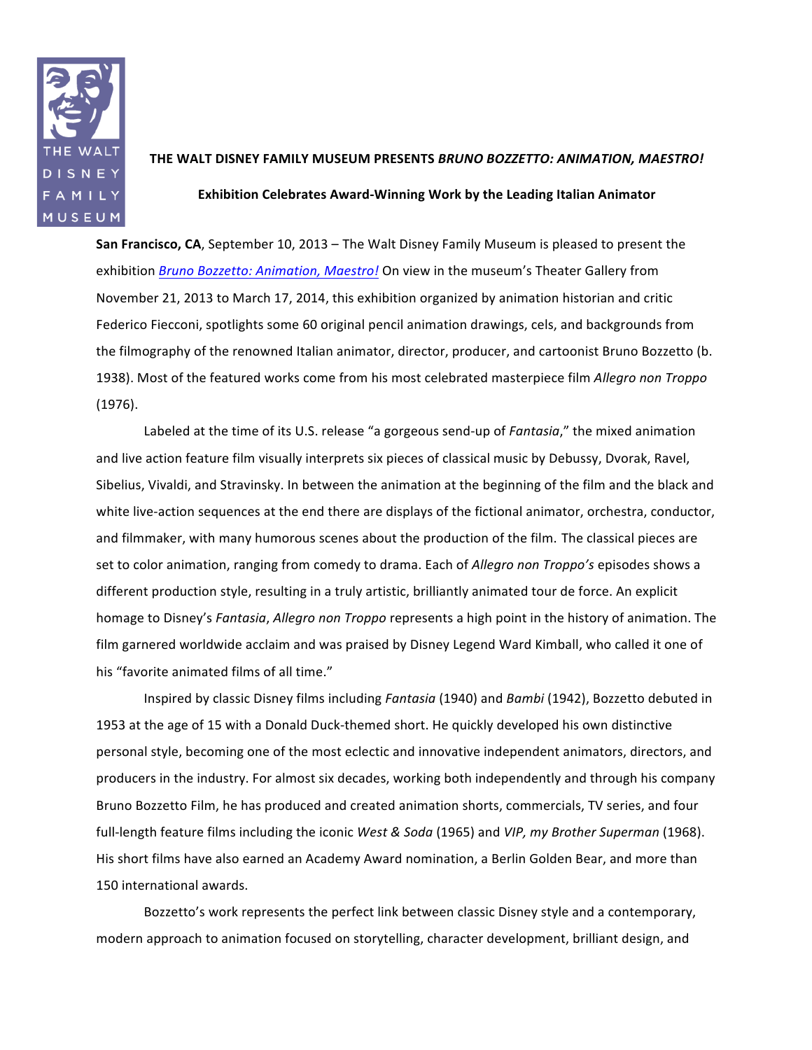THE WALT DISNEY FAMILY MUSEUM

# THE WALT DISNEY FAMILY MUSEUM PRESENTS *BRUNO BOZZETTO: ANIMATION, MAESTRO!*

## Exhibition Celebrates Award-Winning Work by the Leading Italian Animator

**San Francisco, CA**, September 10, 2013 – The Walt Disney Family Museum is pleased to present the exhibition *Bruno Bozzetto: Animation, Maestro!* On view in the museum's Theater Gallery from November 21, 2013 to March 17, 2014, this exhibition organized by animation historian and critic Federico Fiecconi, spotlights some 60 original pencil animation drawings, cels, and backgrounds from the filmography of the renowned Italian animator, director, producer, and cartoonist Bruno Bozzetto (b. 1938). Most of the featured works come from his most celebrated masterpiece film *Allegro non Troppo* (1976).

Labeled at the time of its U.S. release "a gorgeous send-up of *Fantasia*," the mixed animation and live action feature film visually interprets six pieces of classical music by Debussy, Dvorak, Ravel, Sibelius, Vivaldi, and Stravinsky. In between the animation at the beginning of the film and the black and white live-action sequences at the end there are displays of the fictional animator, orchestra, conductor, and filmmaker, with many humorous scenes about the production of the film. The classical pieces are set to color animation, ranging from comedy to drama. Each of *Allegro non Troppo's* episodes shows a different production style, resulting in a truly artistic, brilliantly animated tour de force. An explicit homage to Disney's *Fantasia*, *Allegro non Troppo* represents a high point in the history of animation. The film garnered worldwide acclaim and was praised by Disney Legend Ward Kimball, who called it one of his "favorite animated films of all time."

Inspired by classic Disney films including *Fantasia* (1940) and *Bambi* (1942), Bozzetto debuted in 1953 at the age of 15 with a Donald Duck-themed short. He quickly developed his own distinctive personal style, becoming one of the most eclectic and innovative independent animators, directors, and producers in the industry. For almost six decades, working both independently and through his company Bruno Bozzetto Film, he has produced and created animation shorts, commercials, TV series, and four full-length feature films including the iconic *West & Soda* (1965) and *VIP, my Brother Superman* (1968). His short films have also earned an Academy Award nomination, a Berlin Golden Bear, and more than 150 international awards.

Bozzetto's work represents the perfect link between classic Disney style and a contemporary, modern approach to animation focused on storytelling, character development, brilliant design, and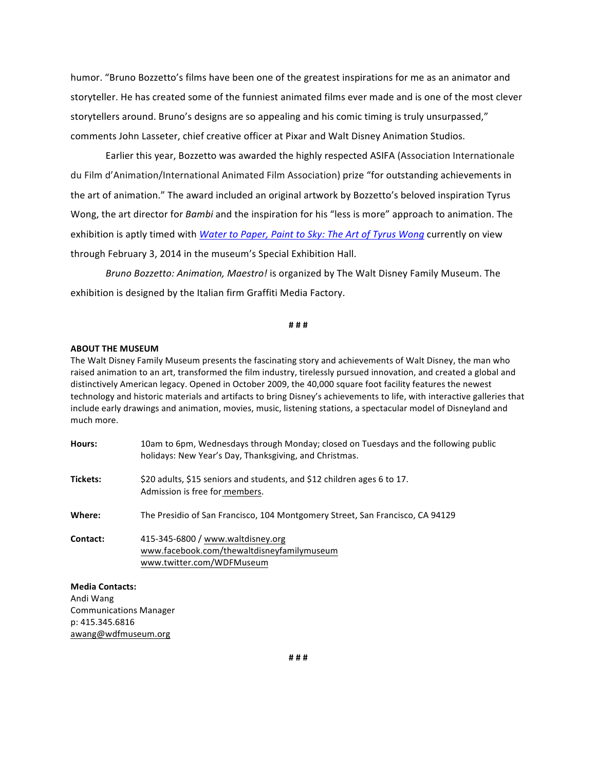humor. "Bruno Bozzetto's films have been one of the greatest inspirations for me as an animator and storyteller. He has created some of the funniest animated films ever made and is one of the most clever storytellers around. Bruno's designs are so appealing and his comic timing is truly unsurpassed," comments John Lasseter, chief creative officer at Pixar and Walt Disney Animation Studios.

Earlier this year, Bozzetto was awarded the highly respected ASIFA (Association Internationale du Film d'Animation/International Animated Film Association) prize "for outstanding achievements in the art of animation." The award included an original artwork by Bozzetto's beloved inspiration Tyrus Wong, the art director for *Bambi* and the inspiration for his "less is more" approach to animation. The exhibition is aptly timed with *Water to Paper, Paint to Sky: The Art of Tyrus Wong* currently on view through February 3, 2014 in the museum's Special Exhibition Hall.

*Bruno Bozzetto: Animation, Maestro!* is organized by The Walt Disney Family Museum. The exhibition is designed by the Italian firm Graffiti Media Factory.

**# # #**

**ABOUT THE MUSEUM**

The Walt Disney Family Museum presents the fascinating story and achievements of Walt Disney, the man who raised animation to an art, transformed the film industry, tirelessly pursued innovation, and created a global and distinctively American legacy. Opened in October 2009, the 40,000 square foot facility features the newest technology and historic materials and artifacts to bring Disney's achievements to life, with interactive galleries that include early drawings and animation, movies, music, listening stations, a spectacular model of Disneyland and much more.

| | |
|---|---|
| **Hours:** | 10am to 6pm, Wednesdays through Monday; closed on Tuesdays and the following public holidays: New Year's Day, Thanksgiving, and Christmas. |
| **Tickets:** | $20 adults, $15 seniors and students, and $12 children ages 6 to 17. Admission is free for members. |
| **Where:** | The Presidio of San Francisco, 104 Montgomery Street, San Francisco, CA 94129 |
| **Contact:** | 415-345-6800 / www.waltdisney.org www.facebook.com/thewaltdisneyfamilymuseum www.twitter.com/WDFMuseum |

**Media Contacts:**
Andi Wang
Communications Manager
p: 415.345.6816
awang@wdfmuseum.org

**# # #**